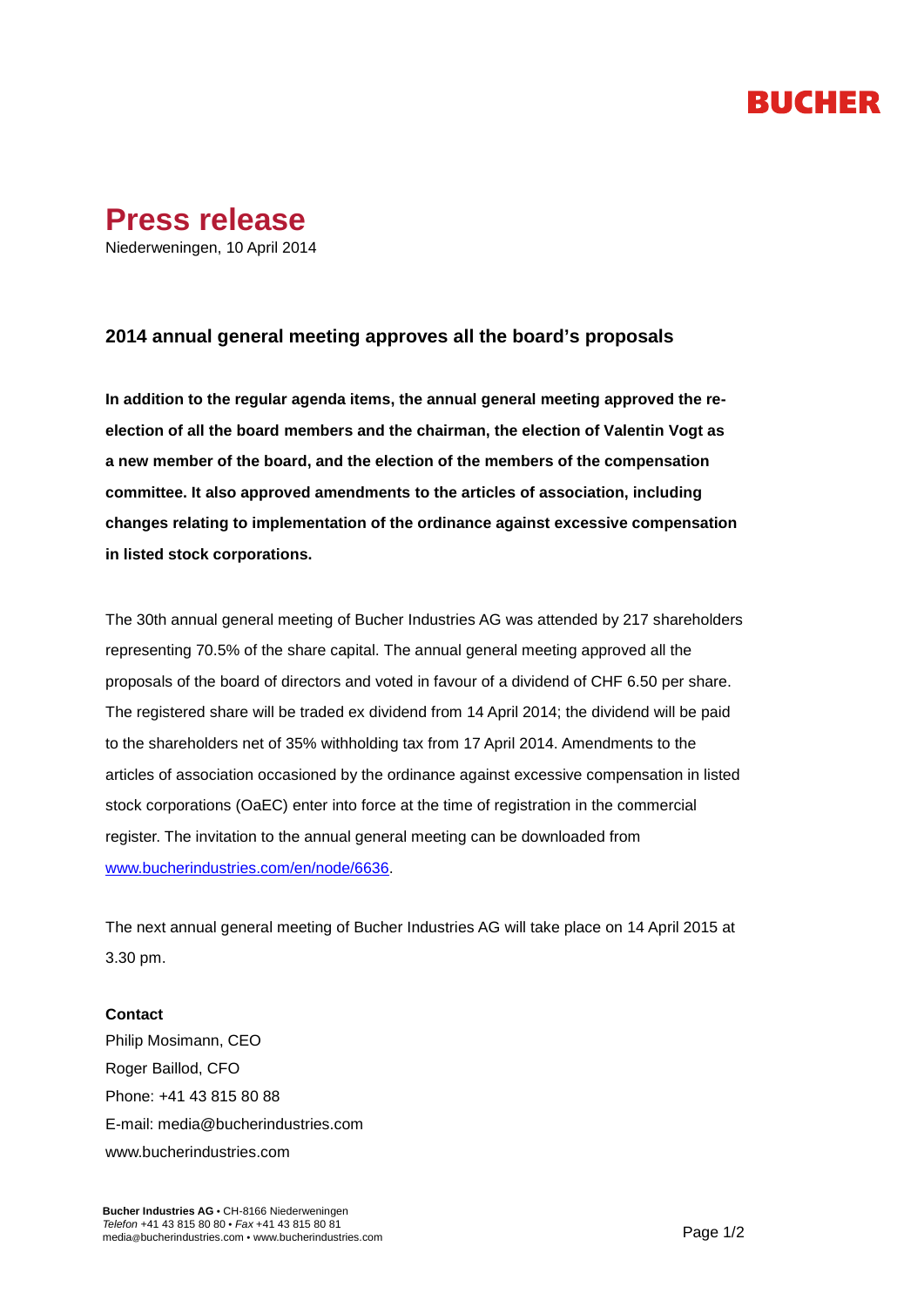# Press release

Niederweningen, 10 April 2014

## 2014 annual general meeting approves all the board's proposals

**In addition to the regular agenda items, the annual general meeting approved the re-election of all the board members and the chairman, the election of Valentin Vogt as a new member of the board, and the election of the members of the compensation committee. It also approved amendments to the articles of association, including changes relating to implementation of the ordinance against excessive compensation in listed stock corporations.**

The 30th annual general meeting of Bucher Industries AG was attended by 217 shareholders representing 70.5% of the share capital. The annual general meeting approved all the proposals of the board of directors and voted in favour of a dividend of CHF 6.50 per share. The registered share will be traded ex dividend from 14 April 2014; the dividend will be paid to the shareholders net of 35% withholding tax from 17 April 2014. Amendments to the articles of association occasioned by the ordinance against excessive compensation in listed stock corporations (OaEC) enter into force at the time of registration in the commercial register. The invitation to the annual general meeting can be downloaded from www.bucherindustries.com/en/node/6636.

The next annual general meeting of Bucher Industries AG will take place on 14 April 2015 at 3.30 pm.

**Contact**

Philip Mosimann, CEO
Roger Baillod, CFO
Phone: +41 43 815 80 88
E-mail: media@bucherindustries.com
www.bucherindustries.com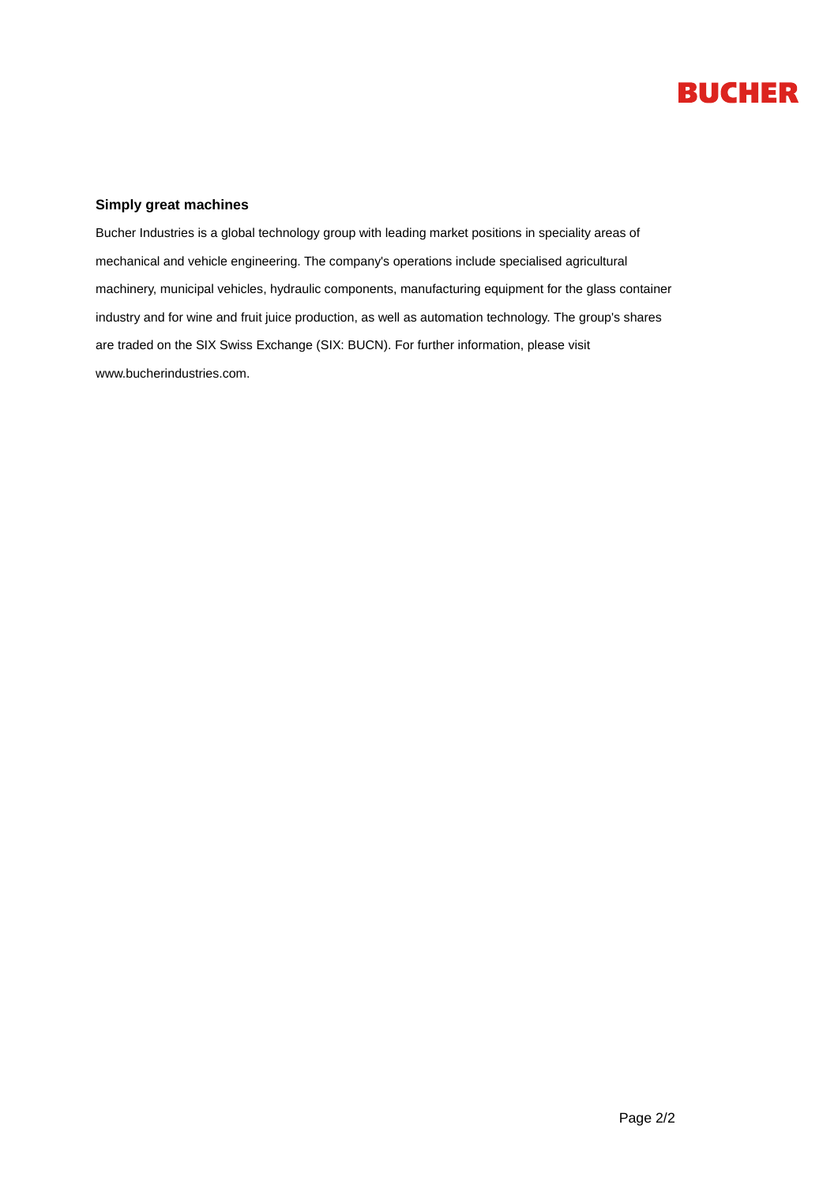### Simply great machines

Bucher Industries is a global technology group with leading market positions in speciality areas of mechanical and vehicle engineering. The company's operations include specialised agricultural machinery, municipal vehicles, hydraulic components, manufacturing equipment for the glass container industry and for wine and fruit juice production, as well as automation technology. The group's shares are traded on the SIX Swiss Exchange (SIX: BUCN). For further information, please visit www.bucherindustries.com.